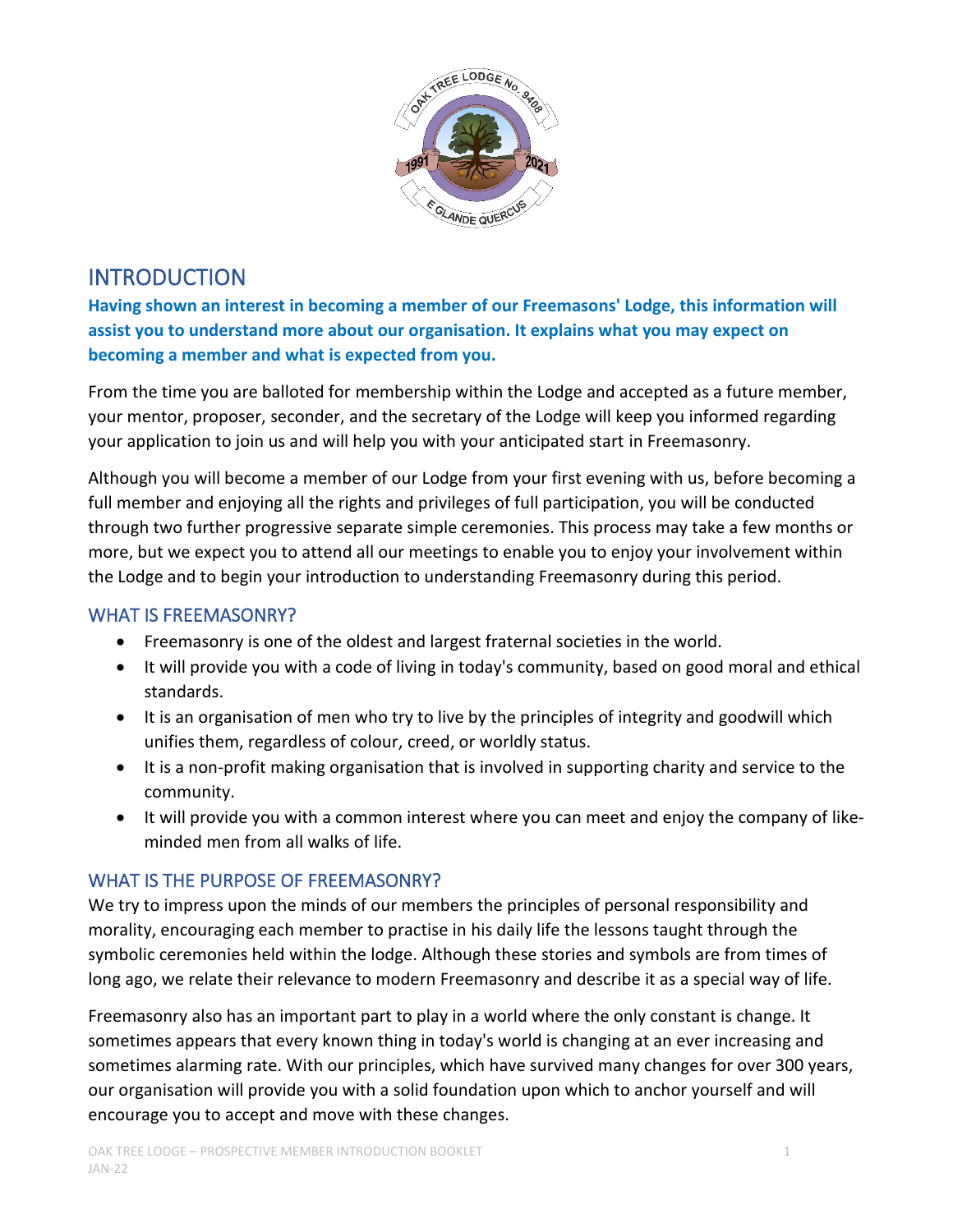## INTRODUCTION

**Having shown an interest in becoming a member of our Freemasons' Lodge, this information will assist you to understand more about our organisation. It explains what you may expect on becoming a member and what is expected from you.**

From the time you are balloted for membership within the Lodge and accepted as a future member, your mentor, proposer, seconder, and the secretary of the Lodge will keep you informed regarding your application to join us and will help you with your anticipated start in Freemasonry.

Although you will become a member of our Lodge from your first evening with us, before becoming a full member and enjoying all the rights and privileges of full participation, you will be conducted through two further progressive separate simple ceremonies. This process may take a few months or more, but we expect you to attend all our meetings to enable you to enjoy your involvement within the Lodge and to begin your introduction to understanding Freemasonry during this period.

### WHAT IS FREEMASONRY?

- Freemasonry is one of the oldest and largest fraternal societies in the world.
- It will provide you with a code of living in today's community, based on good moral and ethical standards.
- It is an organisation of men who try to live by the principles of integrity and goodwill which unifies them, regardless of colour, creed, or worldly status.
- It is a non-profit making organisation that is involved in supporting charity and service to the community.
- It will provide you with a common interest where you can meet and enjoy the company of like-minded men from all walks of life.

### WHAT IS THE PURPOSE OF FREEMASONRY?

We try to impress upon the minds of our members the principles of personal responsibility and morality, encouraging each member to practise in his daily life the lessons taught through the symbolic ceremonies held within the lodge. Although these stories and symbols are from times of long ago, we relate their relevance to modern Freemasonry and describe it as a special way of life.

Freemasonry also has an important part to play in a world where the only constant is change. It sometimes appears that every known thing in today's world is changing at an ever increasing and sometimes alarming rate. With our principles, which have survived many changes for over 300 years, our organisation will provide you with a solid foundation upon which to anchor yourself and will encourage you to accept and move with these changes.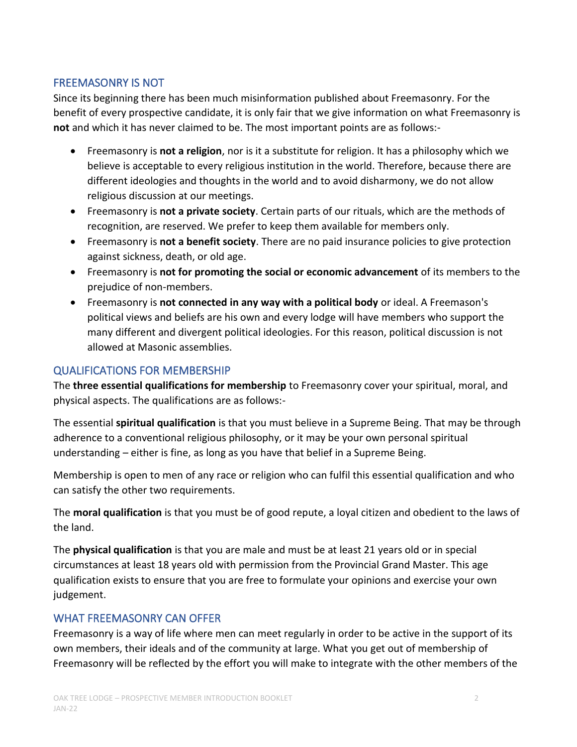## FREEMASONRY IS NOT

Since its beginning there has been much misinformation published about Freemasonry. For the benefit of every prospective candidate, it is only fair that we give information on what Freemasonry is **not** and which it has never claimed to be. The most important points are as follows:-

- Freemasonry is **not a religion**, nor is it a substitute for religion. It has a philosophy which we believe is acceptable to every religious institution in the world. Therefore, because there are different ideologies and thoughts in the world and to avoid disharmony, we do not allow religious discussion at our meetings.
- Freemasonry is **not a private society**. Certain parts of our rituals, which are the methods of recognition, are reserved. We prefer to keep them available for members only.
- Freemasonry is **not a benefit society**. There are no paid insurance policies to give protection against sickness, death, or old age.
- Freemasonry is **not for promoting the social or economic advancement** of its members to the prejudice of non-members.
- Freemasonry is **not connected in any way with a political body** or ideal. A Freemason's political views and beliefs are his own and every lodge will have members who support the many different and divergent political ideologies. For this reason, political discussion is not allowed at Masonic assemblies.

## QUALIFICATIONS FOR MEMBERSHIP

The **three essential qualifications for membership** to Freemasonry cover your spiritual, moral, and physical aspects. The qualifications are as follows:-

The essential **spiritual qualification** is that you must believe in a Supreme Being. That may be through adherence to a conventional religious philosophy, or it may be your own personal spiritual understanding – either is fine, as long as you have that belief in a Supreme Being.

Membership is open to men of any race or religion who can fulfil this essential qualification and who can satisfy the other two requirements.

The **moral qualification** is that you must be of good repute, a loyal citizen and obedient to the laws of the land.

The **physical qualification** is that you are male and must be at least 21 years old or in special circumstances at least 18 years old with permission from the Provincial Grand Master. This age qualification exists to ensure that you are free to formulate your opinions and exercise your own judgement.

## WHAT FREEMASONRY CAN OFFER

Freemasonry is a way of life where men can meet regularly in order to be active in the support of its own members, their ideals and of the community at large. What you get out of membership of Freemasonry will be reflected by the effort you will make to integrate with the other members of the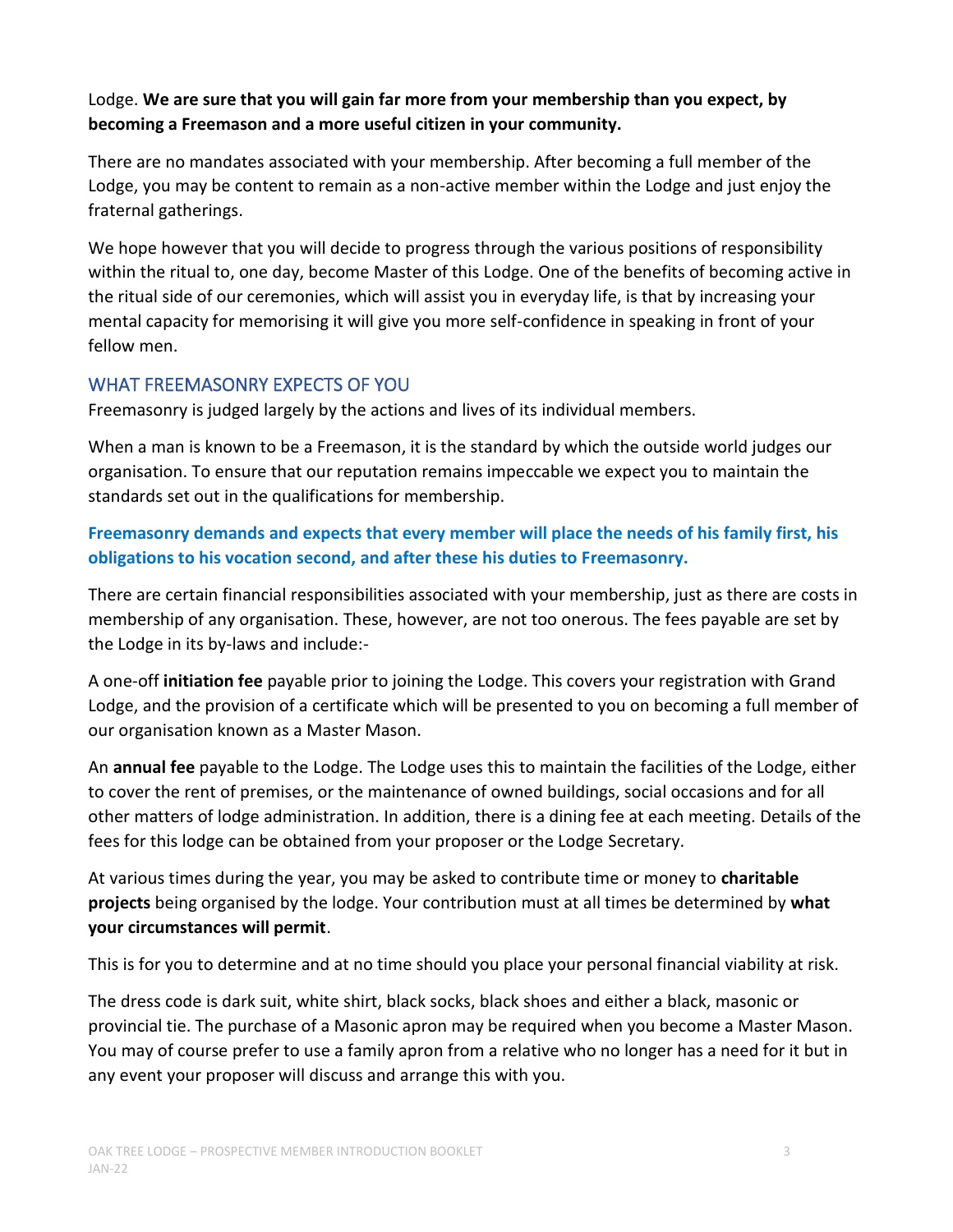Lodge. **We are sure that you will gain far more from your membership than you expect, by becoming a Freemason and a more useful citizen in your community.**

There are no mandates associated with your membership. After becoming a full member of the Lodge, you may be content to remain as a non-active member within the Lodge and just enjoy the fraternal gatherings.

We hope however that you will decide to progress through the various positions of responsibility within the ritual to, one day, become Master of this Lodge. One of the benefits of becoming active in the ritual side of our ceremonies, which will assist you in everyday life, is that by increasing your mental capacity for memorising it will give you more self-confidence in speaking in front of your fellow men.

## WHAT FREEMASONRY EXPECTS OF YOU

Freemasonry is judged largely by the actions and lives of its individual members.

When a man is known to be a Freemason, it is the standard by which the outside world judges our organisation. To ensure that our reputation remains impeccable we expect you to maintain the standards set out in the qualifications for membership.

**Freemasonry demands and expects that every member will place the needs of his family first, his obligations to his vocation second, and after these his duties to Freemasonry.**

There are certain financial responsibilities associated with your membership, just as there are costs in membership of any organisation. These, however, are not too onerous. The fees payable are set by the Lodge in its by-laws and include:-

A one-off **initiation fee** payable prior to joining the Lodge. This covers your registration with Grand Lodge, and the provision of a certificate which will be presented to you on becoming a full member of our organisation known as a Master Mason.

An **annual fee** payable to the Lodge. The Lodge uses this to maintain the facilities of the Lodge, either to cover the rent of premises, or the maintenance of owned buildings, social occasions and for all other matters of lodge administration. In addition, there is a dining fee at each meeting. Details of the fees for this lodge can be obtained from your proposer or the Lodge Secretary.

At various times during the year, you may be asked to contribute time or money to **charitable projects** being organised by the lodge. Your contribution must at all times be determined by **what your circumstances will permit**.

This is for you to determine and at no time should you place your personal financial viability at risk.

The dress code is dark suit, white shirt, black socks, black shoes and either a black, masonic or provincial tie. The purchase of a Masonic apron may be required when you become a Master Mason. You may of course prefer to use a family apron from a relative who no longer has a need for it but in any event your proposer will discuss and arrange this with you.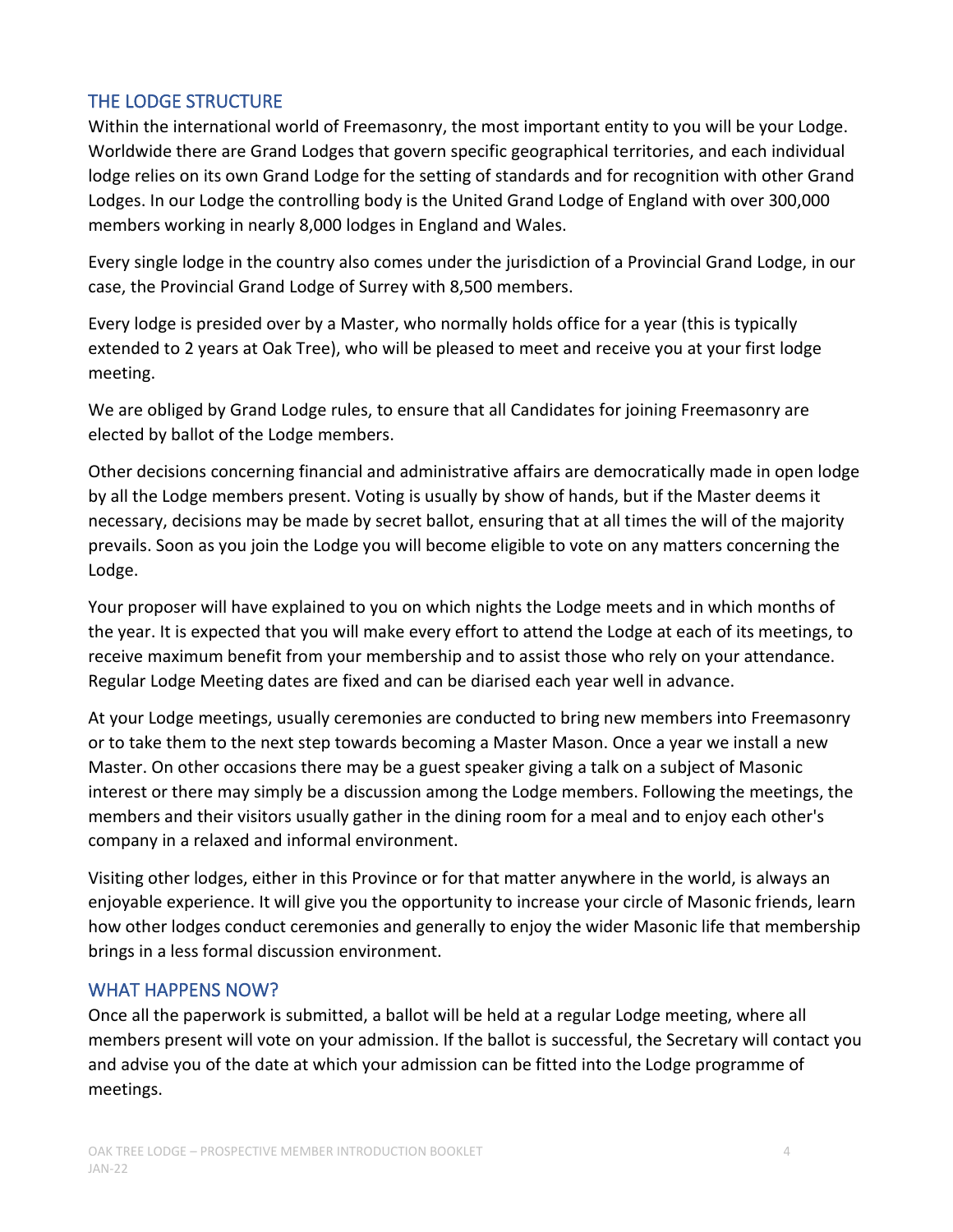## THE LODGE STRUCTURE

Within the international world of Freemasonry, the most important entity to you will be your Lodge. Worldwide there are Grand Lodges that govern specific geographical territories, and each individual lodge relies on its own Grand Lodge for the setting of standards and for recognition with other Grand Lodges. In our Lodge the controlling body is the United Grand Lodge of England with over 300,000 members working in nearly 8,000 lodges in England and Wales.

Every single lodge in the country also comes under the jurisdiction of a Provincial Grand Lodge, in our case, the Provincial Grand Lodge of Surrey with 8,500 members.

Every lodge is presided over by a Master, who normally holds office for a year (this is typically extended to 2 years at Oak Tree), who will be pleased to meet and receive you at your first lodge meeting.

We are obliged by Grand Lodge rules, to ensure that all Candidates for joining Freemasonry are elected by ballot of the Lodge members.

Other decisions concerning financial and administrative affairs are democratically made in open lodge by all the Lodge members present. Voting is usually by show of hands, but if the Master deems it necessary, decisions may be made by secret ballot, ensuring that at all times the will of the majority prevails. Soon as you join the Lodge you will become eligible to vote on any matters concerning the Lodge.

Your proposer will have explained to you on which nights the Lodge meets and in which months of the year. It is expected that you will make every effort to attend the Lodge at each of its meetings, to receive maximum benefit from your membership and to assist those who rely on your attendance. Regular Lodge Meeting dates are fixed and can be diarised each year well in advance.

At your Lodge meetings, usually ceremonies are conducted to bring new members into Freemasonry or to take them to the next step towards becoming a Master Mason. Once a year we install a new Master. On other occasions there may be a guest speaker giving a talk on a subject of Masonic interest or there may simply be a discussion among the Lodge members. Following the meetings, the members and their visitors usually gather in the dining room for a meal and to enjoy each other's company in a relaxed and informal environment.

Visiting other lodges, either in this Province or for that matter anywhere in the world, is always an enjoyable experience. It will give you the opportunity to increase your circle of Masonic friends, learn how other lodges conduct ceremonies and generally to enjoy the wider Masonic life that membership brings in a less formal discussion environment.

## WHAT HAPPENS NOW?

Once all the paperwork is submitted, a ballot will be held at a regular Lodge meeting, where all members present will vote on your admission. If the ballot is successful, the Secretary will contact you and advise you of the date at which your admission can be fitted into the Lodge programme of meetings.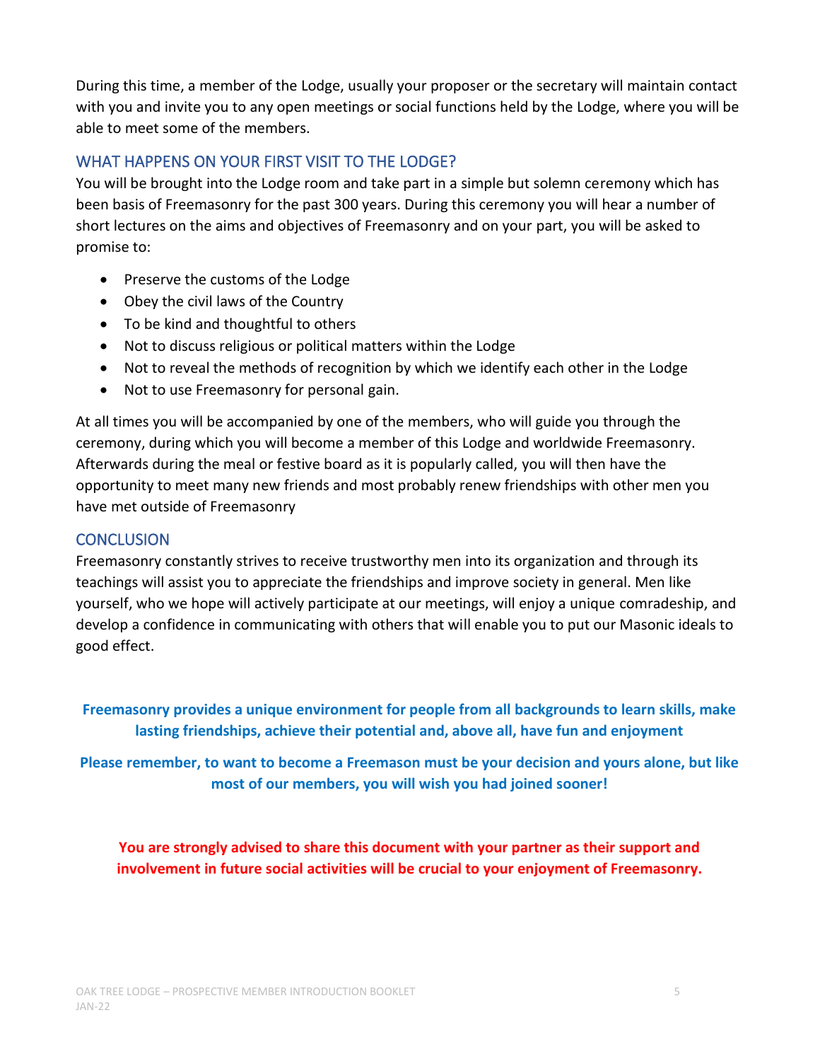During this time, a member of the Lodge, usually your proposer or the secretary will maintain contact with you and invite you to any open meetings or social functions held by the Lodge, where you will be able to meet some of the members.

## WHAT HAPPENS ON YOUR FIRST VISIT TO THE LODGE?

You will be brought into the Lodge room and take part in a simple but solemn ceremony which has been basis of Freemasonry for the past 300 years. During this ceremony you will hear a number of short lectures on the aims and objectives of Freemasonry and on your part, you will be asked to promise to:

- Preserve the customs of the Lodge
- Obey the civil laws of the Country
- To be kind and thoughtful to others
- Not to discuss religious or political matters within the Lodge
- Not to reveal the methods of recognition by which we identify each other in the Lodge
- Not to use Freemasonry for personal gain.

At all times you will be accompanied by one of the members, who will guide you through the ceremony, during which you will become a member of this Lodge and worldwide Freemasonry. Afterwards during the meal or festive board as it is popularly called, you will then have the opportunity to meet many new friends and most probably renew friendships with other men you have met outside of Freemasonry

## CONCLUSION

Freemasonry constantly strives to receive trustworthy men into its organization and through its teachings will assist you to appreciate the friendships and improve society in general. Men like yourself, who we hope will actively participate at our meetings, will enjoy a unique comradeship, and develop a confidence in communicating with others that will enable you to put our Masonic ideals to good effect.

**Freemasonry provides a unique environment for people from all backgrounds to learn skills, make lasting friendships, achieve their potential and, above all, have fun and enjoyment**

**Please remember, to want to become a Freemason must be your decision and yours alone, but like most of our members, you will wish you had joined sooner!**

**You are strongly advised to share this document with your partner as their support and involvement in future social activities will be crucial to your enjoyment of Freemasonry.**